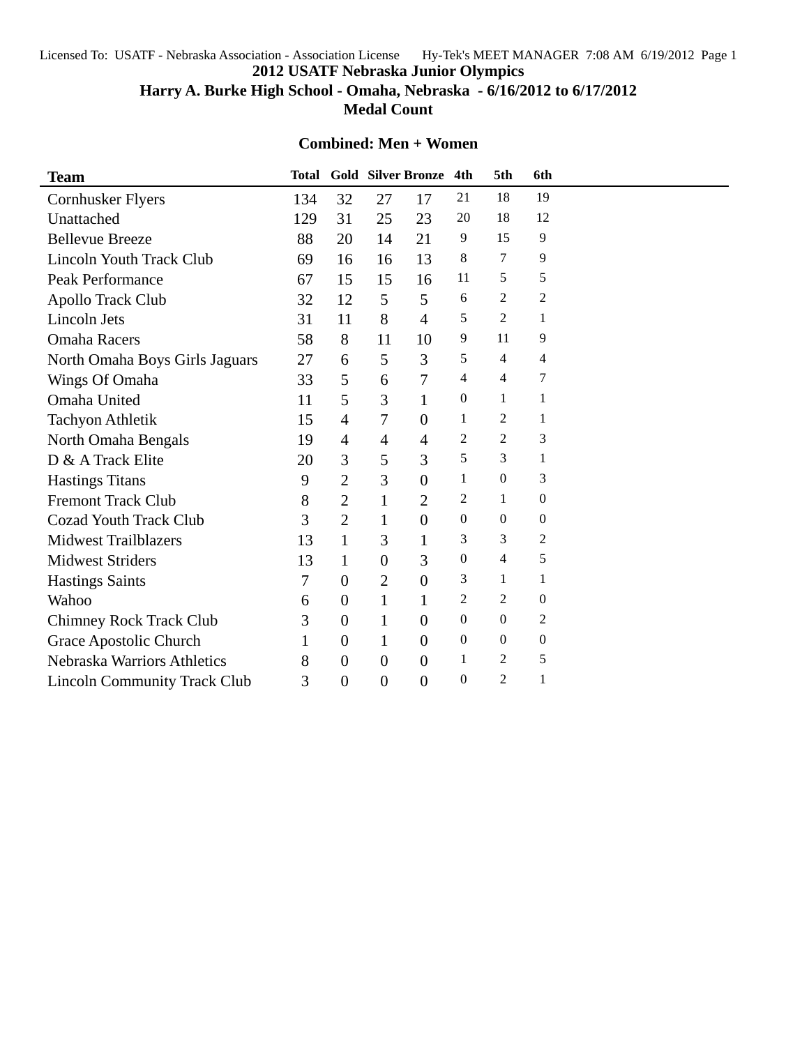# 2012 USATF Nebraska Junior Olympics

## Harry A. Burke High School - Omaha, Nebraska - 6/16/2012 to 6/17/2012

## Medal Count

### Combined: Men + Women

| Team | Total | Gold | Silver | Bronze | 4th | 5th | 6th |
|---|---|---|---|---|---|---|---|
| Cornhusker Flyers | 134 | 32 | 27 | 17 | 21 | 18 | 19 |
| Unattached | 129 | 31 | 25 | 23 | 20 | 18 | 12 |
| Bellevue Breeze | 88 | 20 | 14 | 21 | 9 | 15 | 9 |
| Lincoln Youth Track Club | 69 | 16 | 16 | 13 | 8 | 7 | 9 |
| Peak Performance | 67 | 15 | 15 | 16 | 11 | 5 | 5 |
| Apollo Track Club | 32 | 12 | 5 | 5 | 6 | 2 | 2 |
| Lincoln Jets | 31 | 11 | 8 | 4 | 5 | 2 | 1 |
| Omaha Racers | 58 | 8 | 11 | 10 | 9 | 11 | 9 |
| North Omaha Boys Girls Jaguars | 27 | 6 | 5 | 3 | 5 | 4 | 4 |
| Wings Of Omaha | 33 | 5 | 6 | 7 | 4 | 4 | 7 |
| Omaha United | 11 | 5 | 3 | 1 | 0 | 1 | 1 |
| Tachyon Athletik | 15 | 4 | 7 | 0 | 1 | 2 | 1 |
| North Omaha Bengals | 19 | 4 | 4 | 4 | 2 | 2 | 3 |
| D & A Track Elite | 20 | 3 | 5 | 3 | 5 | 3 | 1 |
| Hastings Titans | 9 | 2 | 3 | 0 | 1 | 0 | 3 |
| Fremont Track Club | 8 | 2 | 1 | 2 | 2 | 1 | 0 |
| Cozad Youth Track Club | 3 | 2 | 1 | 0 | 0 | 0 | 0 |
| Midwest Trailblazers | 13 | 1 | 3 | 1 | 3 | 3 | 2 |
| Midwest Striders | 13 | 1 | 0 | 3 | 0 | 4 | 5 |
| Hastings Saints | 7 | 0 | 2 | 0 | 3 | 1 | 1 |
| Wahoo | 6 | 0 | 1 | 1 | 2 | 2 | 0 |
| Chimney Rock Track Club | 3 | 0 | 1 | 0 | 0 | 0 | 2 |
| Grace Apostolic Church | 1 | 0 | 1 | 0 | 0 | 0 | 0 |
| Nebraska Warriors Athletics | 8 | 0 | 0 | 0 | 1 | 2 | 5 |
| Lincoln Community Track Club | 3 | 0 | 0 | 0 | 0 | 2 | 1 |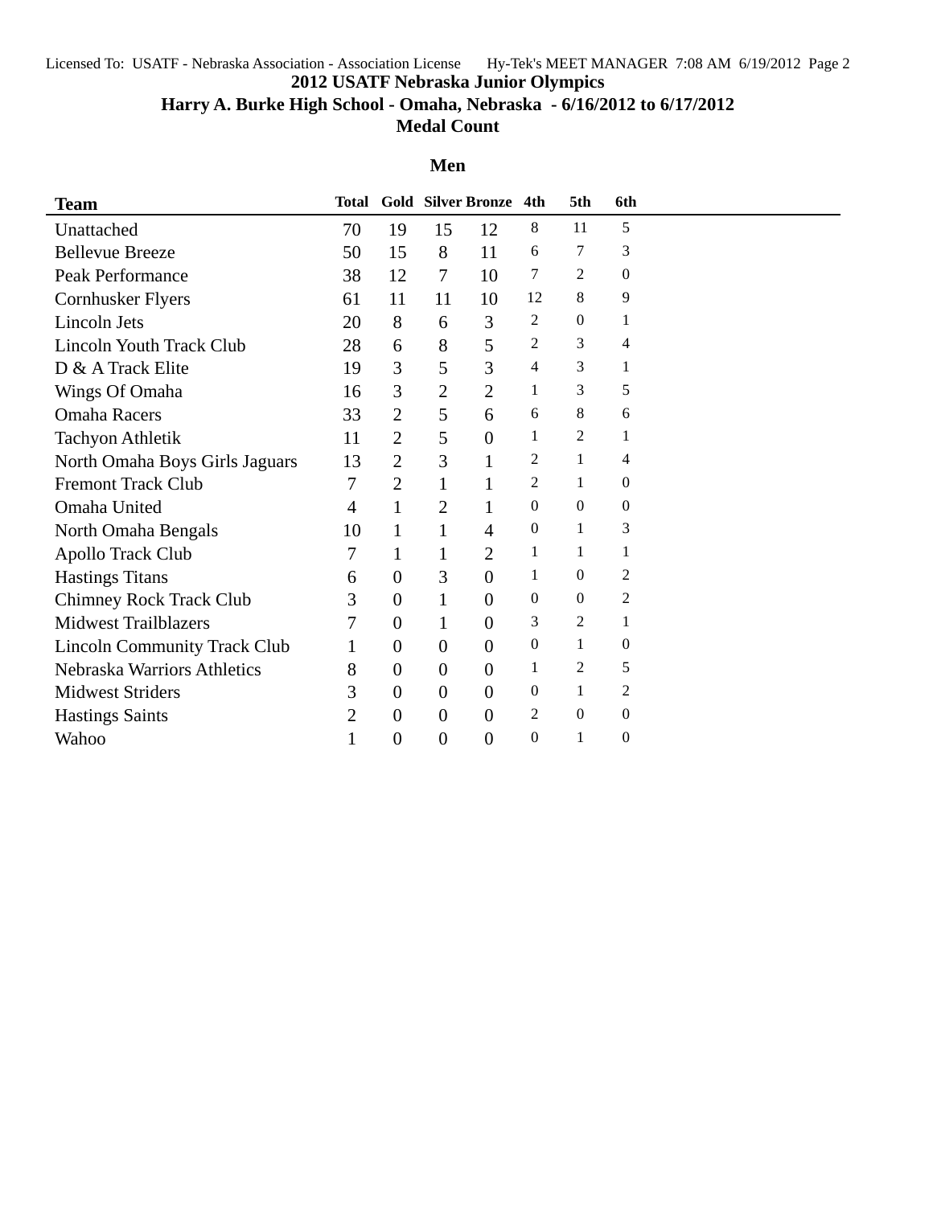# 2012 USATF Nebraska Junior Olympics

## Harry A. Burke High School - Omaha, Nebraska - 6/16/2012 to 6/17/2012

## Medal Count

### Men

| Team | Total | Gold | Silver | Bronze | 4th | 5th | 6th |
|---|---|---|---|---|---|---|---|
| Unattached | 70 | 19 | 15 | 12 | 8 | 11 | 5 |
| Bellevue Breeze | 50 | 15 | 8 | 11 | 6 | 7 | 3 |
| Peak Performance | 38 | 12 | 7 | 10 | 7 | 2 | 0 |
| Cornhusker Flyers | 61 | 11 | 11 | 10 | 12 | 8 | 9 |
| Lincoln Jets | 20 | 8 | 6 | 3 | 2 | 0 | 1 |
| Lincoln Youth Track Club | 28 | 6 | 8 | 5 | 2 | 3 | 4 |
| D & A Track Elite | 19 | 3 | 5 | 3 | 4 | 3 | 1 |
| Wings Of Omaha | 16 | 3 | 2 | 2 | 1 | 3 | 5 |
| Omaha Racers | 33 | 2 | 5 | 6 | 6 | 8 | 6 |
| Tachyon Athletik | 11 | 2 | 5 | 0 | 1 | 2 | 1 |
| North Omaha Boys Girls Jaguars | 13 | 2 | 3 | 1 | 2 | 1 | 4 |
| Fremont Track Club | 7 | 2 | 1 | 1 | 2 | 1 | 0 |
| Omaha United | 4 | 1 | 2 | 1 | 0 | 0 | 0 |
| North Omaha Bengals | 10 | 1 | 1 | 4 | 0 | 1 | 3 |
| Apollo Track Club | 7 | 1 | 1 | 2 | 1 | 1 | 1 |
| Hastings Titans | 6 | 0 | 3 | 0 | 1 | 0 | 2 |
| Chimney Rock Track Club | 3 | 0 | 1 | 0 | 0 | 0 | 2 |
| Midwest Trailblazers | 7 | 0 | 1 | 0 | 3 | 2 | 1 |
| Lincoln Community Track Club | 1 | 0 | 0 | 0 | 0 | 1 | 0 |
| Nebraska Warriors Athletics | 8 | 0 | 0 | 0 | 1 | 2 | 5 |
| Midwest Striders | 3 | 0 | 0 | 0 | 0 | 1 | 2 |
| Hastings Saints | 2 | 0 | 0 | 0 | 2 | 0 | 0 |
| Wahoo | 1 | 0 | 0 | 0 | 0 | 1 | 0 |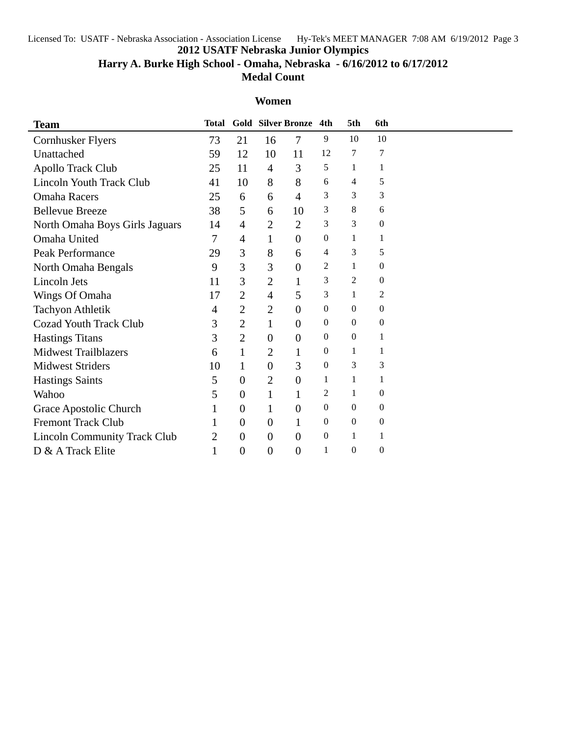# 2012 USATF Nebraska Junior Olympics

## Harry A. Burke High School - Omaha, Nebraska - 6/16/2012 to 6/17/2012

## Medal Count

### Women

| Team | Total | Gold | Silver | Bronze | 4th | 5th | 6th |
|---|---|---|---|---|---|---|---|
| Cornhusker Flyers | 73 | 21 | 16 | 7 | 9 | 10 | 10 |
| Unattached | 59 | 12 | 10 | 11 | 12 | 7 | 7 |
| Apollo Track Club | 25 | 11 | 4 | 3 | 5 | 1 | 1 |
| Lincoln Youth Track Club | 41 | 10 | 8 | 8 | 6 | 4 | 5 |
| Omaha Racers | 25 | 6 | 6 | 4 | 3 | 3 | 3 |
| Bellevue Breeze | 38 | 5 | 6 | 10 | 3 | 8 | 6 |
| North Omaha Boys Girls Jaguars | 14 | 4 | 2 | 2 | 3 | 3 | 0 |
| Omaha United | 7 | 4 | 1 | 0 | 0 | 1 | 1 |
| Peak Performance | 29 | 3 | 8 | 6 | 4 | 3 | 5 |
| North Omaha Bengals | 9 | 3 | 3 | 0 | 2 | 1 | 0 |
| Lincoln Jets | 11 | 3 | 2 | 1 | 3 | 2 | 0 |
| Wings Of Omaha | 17 | 2 | 4 | 5 | 3 | 1 | 2 |
| Tachyon Athletik | 4 | 2 | 2 | 0 | 0 | 0 | 0 |
| Cozad Youth Track Club | 3 | 2 | 1 | 0 | 0 | 0 | 0 |
| Hastings Titans | 3 | 2 | 0 | 0 | 0 | 0 | 1 |
| Midwest Trailblazers | 6 | 1 | 2 | 1 | 0 | 1 | 1 |
| Midwest Striders | 10 | 1 | 0 | 3 | 0 | 3 | 3 |
| Hastings Saints | 5 | 0 | 2 | 0 | 1 | 1 | 1 |
| Wahoo | 5 | 0 | 1 | 1 | 2 | 1 | 0 |
| Grace Apostolic Church | 1 | 0 | 1 | 0 | 0 | 0 | 0 |
| Fremont Track Club | 1 | 0 | 0 | 1 | 0 | 0 | 0 |
| Lincoln Community Track Club | 2 | 0 | 0 | 0 | 0 | 1 | 1 |
| D & A Track Elite | 1 | 0 | 0 | 0 | 1 | 0 | 0 |